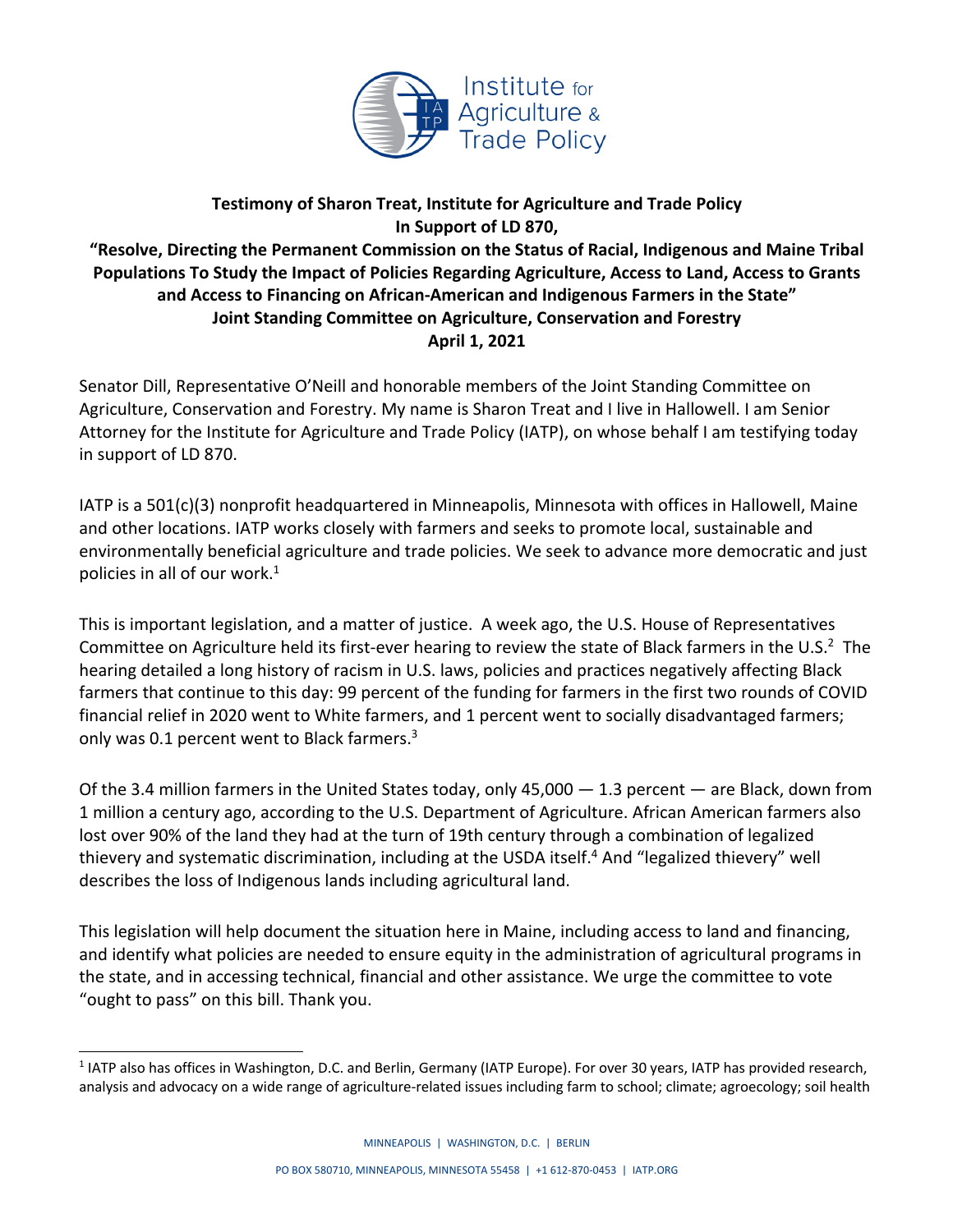**Testimony of Sharon Treat, Institute for Agriculture and Trade Policy**
**In Support of LD 870,**
**"Resolve, Directing the Permanent Commission on the Status of Racial, Indigenous and Maine Tribal Populations To Study the Impact of Policies Regarding Agriculture, Access to Land, Access to Grants and Access to Financing on African-American and Indigenous Farmers in the State"**
**Joint Standing Committee on Agriculture, Conservation and Forestry**
**April 1, 2021**

Senator Dill, Representative O'Neill and honorable members of the Joint Standing Committee on Agriculture, Conservation and Forestry. My name is Sharon Treat and I live in Hallowell. I am Senior Attorney for the Institute for Agriculture and Trade Policy (IATP), on whose behalf I am testifying today in support of LD 870.

IATP is a 501(c)(3) nonprofit headquartered in Minneapolis, Minnesota with offices in Hallowell, Maine and other locations. IATP works closely with farmers and seeks to promote local, sustainable and environmentally beneficial agriculture and trade policies. We seek to advance more democratic and just policies in all of our work.[1]

This is important legislation, and a matter of justice. A week ago, the U.S. House of Representatives Committee on Agriculture held its first-ever hearing to review the state of Black farmers in the U.S.[2] The hearing detailed a long history of racism in U.S. laws, policies and practices negatively affecting Black farmers that continue to this day: 99 percent of the funding for farmers in the first two rounds of COVID financial relief in 2020 went to White farmers, and 1 percent went to socially disadvantaged farmers; only was 0.1 percent went to Black farmers.[3]

Of the 3.4 million farmers in the United States today, only 45,000 — 1.3 percent — are Black, down from 1 million a century ago, according to the U.S. Department of Agriculture. African American farmers also lost over 90% of the land they had at the turn of 19th century through a combination of legalized thievery and systematic discrimination, including at the USDA itself.[4] And "legalized thievery" well describes the loss of Indigenous lands including agricultural land.

This legislation will help document the situation here in Maine, including access to land and financing, and identify what policies are needed to ensure equity in the administration of agricultural programs in the state, and in accessing technical, financial and other assistance. We urge the committee to vote "ought to pass" on this bill. Thank you.

[1] IATP also has offices in Washington, D.C. and Berlin, Germany (IATP Europe). For over 30 years, IATP has provided research, analysis and advocacy on a wide range of agriculture-related issues including farm to school; climate; agroecology; soil health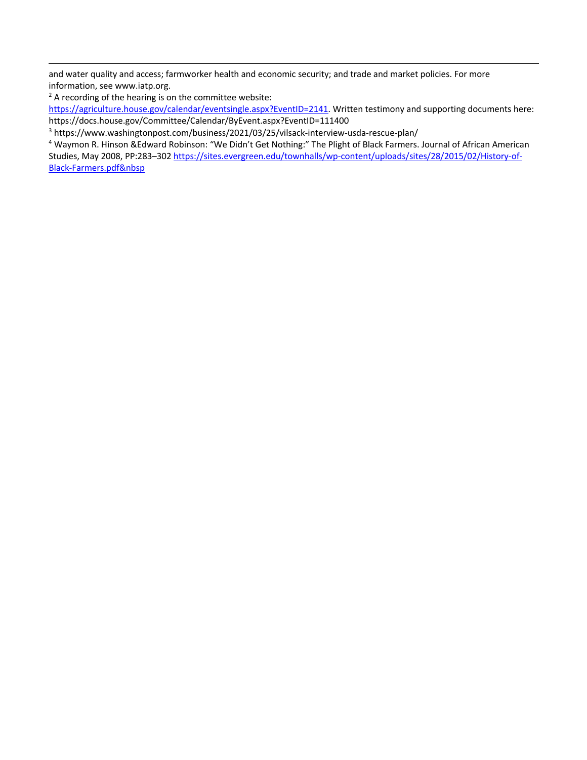and water quality and access; farmworker health and economic security; and trade and market policies. For more information, see www.iatp.org.

[2] A recording of the hearing is on the committee website: https://agriculture.house.gov/calendar/eventsingle.aspx?EventID=2141. Written testimony and supporting documents here: https://docs.house.gov/Committee/Calendar/ByEvent.aspx?EventID=111400

[3] https://www.washingtonpost.com/business/2021/03/25/vilsack-interview-usda-rescue-plan/

[4] Waymon R. Hinson &Edward Robinson: "We Didn't Get Nothing:" The Plight of Black Farmers. Journal of African American Studies, May 2008, PP:283–302 https://sites.evergreen.edu/townhalls/wp-content/uploads/sites/28/2015/02/History-of-Black-Farmers.pdf&nbsp